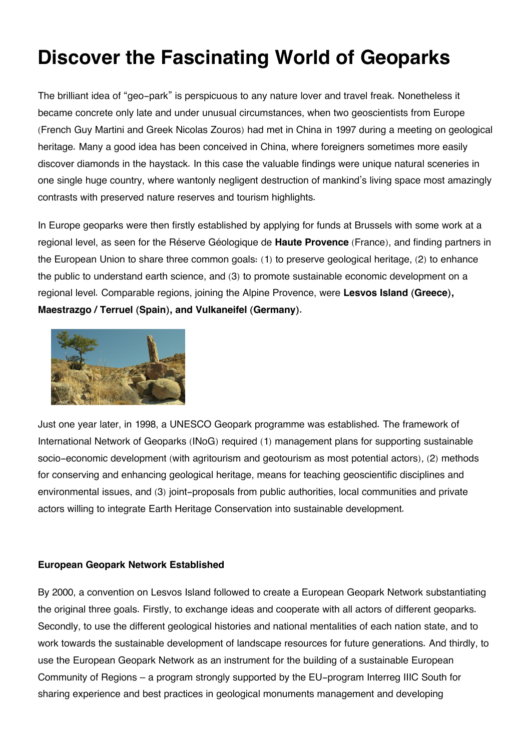# Discover the Fascinating World of Geoparks

The brilliant idea of "geo-park" is perspicuous to any nature lover and travel freak. Nonetheless it became concrete only late and under unusual circumstances, when two geoscientists from Europe (French Guy Martini and Greek Nicolas Zouros) had met in China in 1997 during a meeting on geological heritage. Many a good idea has been conceived in China, where foreigners sometimes more easily discover diamonds in the haystack. In this case the valuable findings were unique natural sceneries in one single huge country, where wantonly negligent destruction of mankind's living space most amazingly contrasts with preserved nature reserves and tourism highlights.

In Europe geoparks were then firstly established by applying for funds at Brussels with some work at a regional level, as seen for the Réserve Géologique de **Haute Provence** (France), and finding partners in the European Union to share three common goals: (1) to preserve geological heritage, (2) to enhance the public to understand earth science, and (3) to promote sustainable economic development on a regional level. Comparable regions, joining the Alpine Provence, were **Lesvos Island (Greece), Maestrazgo / Terruel (Spain), and Vulkaneifel (Germany).**

Just one year later, in 1998, a UNESCO Geopark programme was established. The framework of International Network of Geoparks (INoG) required (1) management plans for supporting sustainable socio-economic development (with agritourism and geotourism as most potential actors), (2) methods for conserving and enhancing geological heritage, means for teaching geoscientific disciplines and environmental issues, and (3) joint-proposals from public authorities, local communities and private actors willing to integrate Earth Heritage Conservation into sustainable development.

**European Geopark Network Established**

By 2000, a convention on Lesvos Island followed to create a European Geopark Network substantiating the original three goals. Firstly, to exchange ideas and cooperate with all actors of different geoparks. Secondly, to use the different geological histories and national mentalities of each nation state, and to work towards the sustainable development of landscape resources for future generations. And thirdly, to use the European Geopark Network as an instrument for the building of a sustainable European Community of Regions – a program strongly supported by the EU-program Interreg IIIC South for sharing experience and best practices in geological monuments management and developing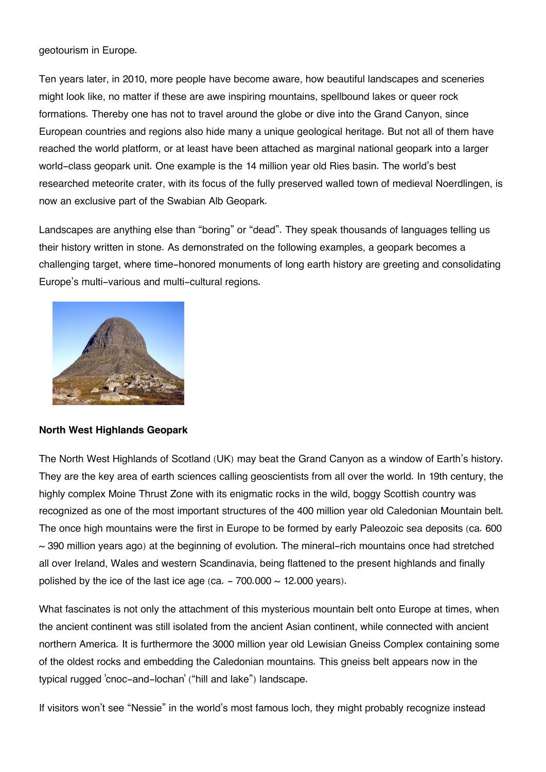geotourism in Europe.

Ten years later, in 2010, more people have become aware, how beautiful landscapes and sceneries might look like, no matter if these are awe inspiring mountains, spellbound lakes or queer rock formations. Thereby one has not to travel around the globe or dive into the Grand Canyon, since European countries and regions also hide many a unique geological heritage. But not all of them have reached the world platform, or at least have been attached as marginal national geopark into a larger world-class geopark unit. One example is the 14 million year old Ries basin. The world's best researched meteorite crater, with its focus of the fully preserved walled town of medieval Noerdlingen, is now an exclusive part of the Swabian Alb Geopark.

Landscapes are anything else than "boring" or "dead". They speak thousands of languages telling us their history written in stone. As demonstrated on the following examples, a geopark becomes a challenging target, where time-honored monuments of long earth history are greeting and consolidating Europe's multi-various and multi-cultural regions.

**North West Highlands Geopark**

The North West Highlands of Scotland (UK) may beat the Grand Canyon as a window of Earth's history. They are the key area of earth sciences calling geoscientists from all over the world. In 19th century, the highly complex Moine Thrust Zone with its enigmatic rocks in the wild, boggy Scottish country was recognized as one of the most important structures of the 400 million year old Caledonian Mountain belt. The once high mountains were the first in Europe to be formed by early Paleozoic sea deposits (ca. 600 ~ 390 million years ago) at the beginning of evolution. The mineral-rich mountains once had stretched all over Ireland, Wales and western Scandinavia, being flattened to the present highlands and finally polished by the ice of the last ice age (ca. - 700.000 ~ 12.000 years).

What fascinates is not only the attachment of this mysterious mountain belt onto Europe at times, when the ancient continent was still isolated from the ancient Asian continent, while connected with ancient northern America. It is furthermore the 3000 million year old Lewisian Gneiss Complex containing some of the oldest rocks and embedding the Caledonian mountains. This gneiss belt appears now in the typical rugged 'cnoc-and-lochan' ("hill and lake") landscape.

If visitors won't see "Nessie" in the world's most famous loch, they might probably recognize instead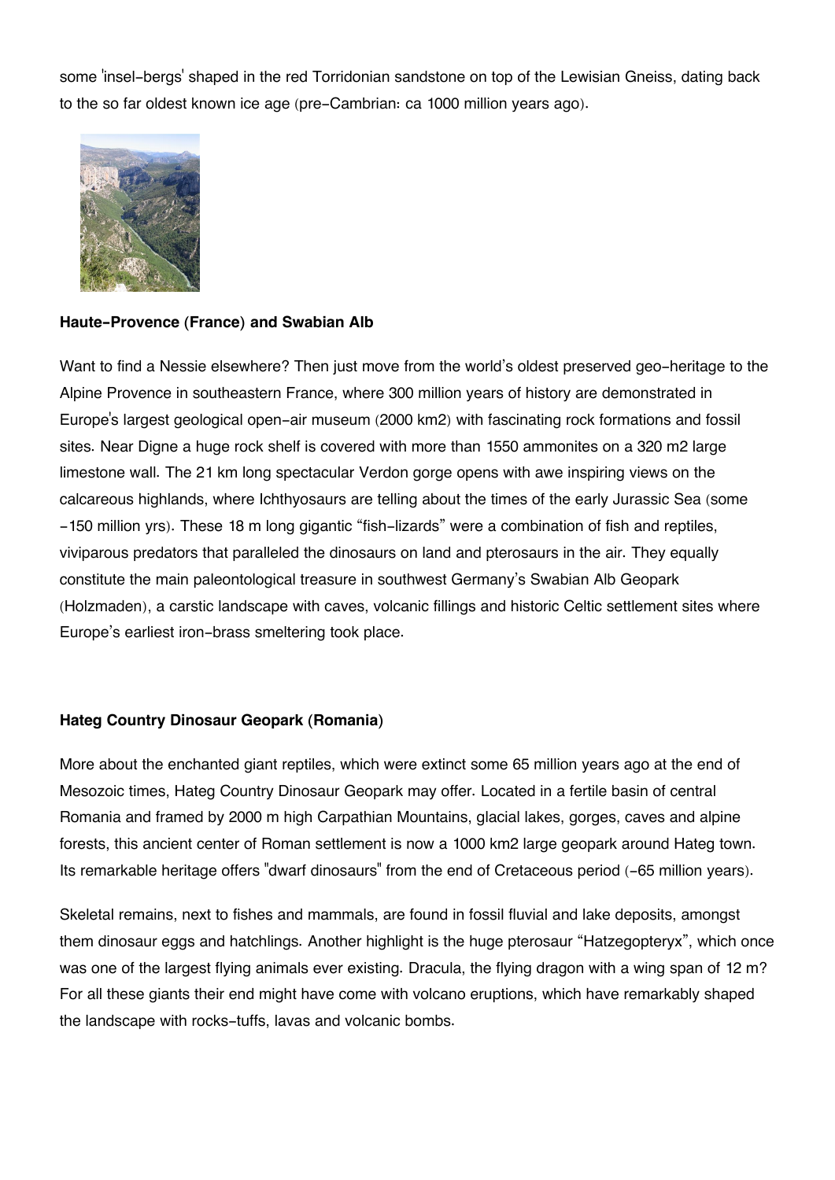some 'insel-bergs' shaped in the red Torridonian sandstone on top of the Lewisian Gneiss, dating back to the so far oldest known ice age (pre-Cambrian: ca 1000 million years ago).

**Haute-Provence (France) and Swabian Alb**

Want to find a Nessie elsewhere? Then just move from the world's oldest preserved geo-heritage to the Alpine Provence in southeastern France, where 300 million years of history are demonstrated in Europe's largest geological open-air museum (2000 km2) with fascinating rock formations and fossil sites. Near Digne a huge rock shelf is covered with more than 1550 ammonites on a 320 m2 large limestone wall. The 21 km long spectacular Verdon gorge opens with awe inspiring views on the calcareous highlands, where Ichthyosaurs are telling about the times of the early Jurassic Sea (some -150 million yrs). These 18 m long gigantic "fish-lizards" were a combination of fish and reptiles, viviparous predators that paralleled the dinosaurs on land and pterosaurs in the air. They equally constitute the main paleontological treasure in southwest Germany's Swabian Alb Geopark (Holzmaden), a carstic landscape with caves, volcanic fillings and historic Celtic settlement sites where Europe's earliest iron-brass smeltering took place.

**Hateg Country Dinosaur Geopark (Romania)**

More about the enchanted giant reptiles, which were extinct some 65 million years ago at the end of Mesozoic times, Hateg Country Dinosaur Geopark may offer. Located in a fertile basin of central Romania and framed by 2000 m high Carpathian Mountains, glacial lakes, gorges, caves and alpine forests, this ancient center of Roman settlement is now a 1000 km2 large geopark around Hateg town. Its remarkable heritage offers "dwarf dinosaurs" from the end of Cretaceous period (-65 million years).

Skeletal remains, next to fishes and mammals, are found in fossil fluvial and lake deposits, amongst them dinosaur eggs and hatchlings. Another highlight is the huge pterosaur "Hatzegopteryx", which once was one of the largest flying animals ever existing. Dracula, the flying dragon with a wing span of 12 m? For all these giants their end might have come with volcano eruptions, which have remarkably shaped the landscape with rocks-tuffs, lavas and volcanic bombs.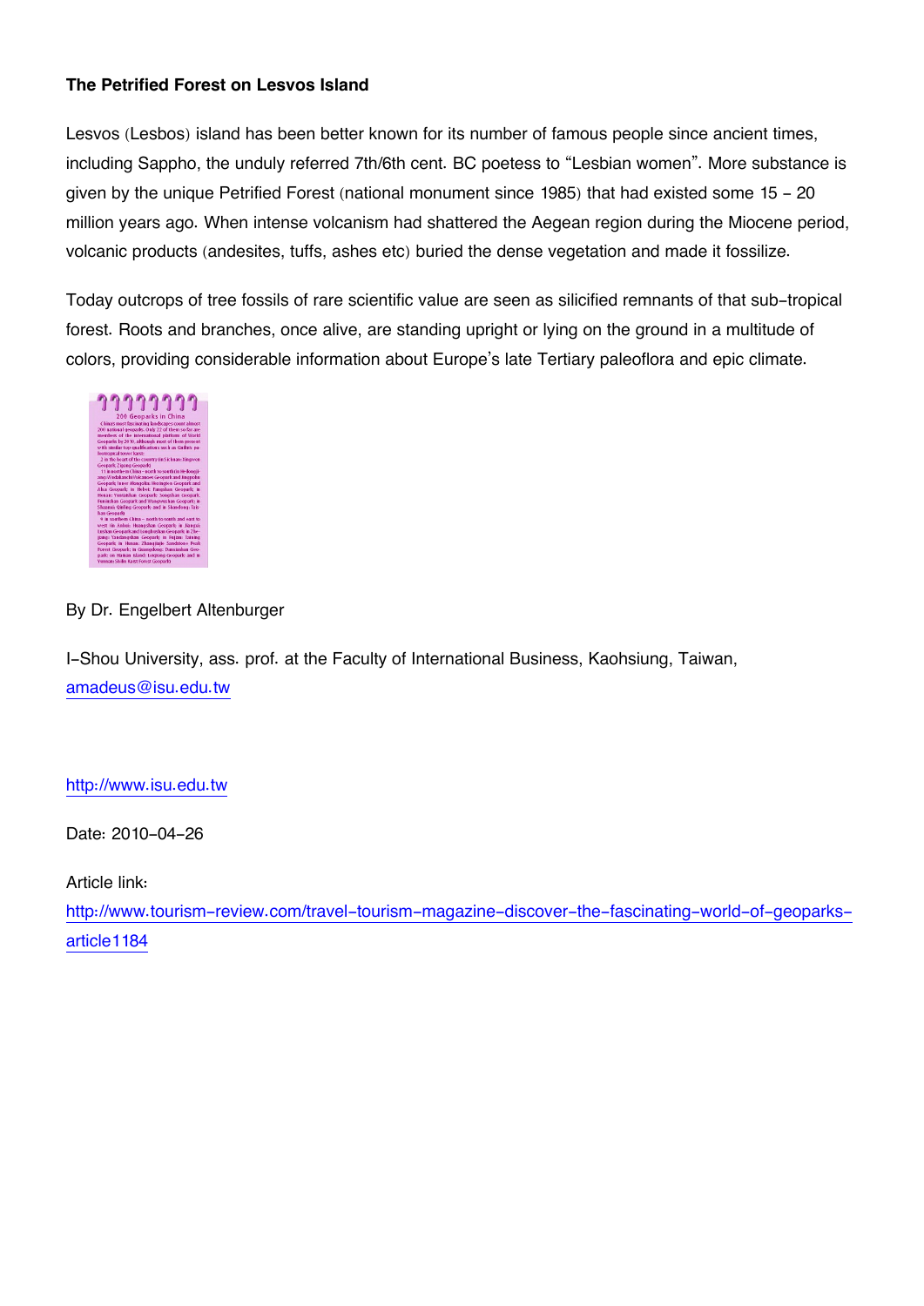**The Petrified Forest on Lesvos Island**

Lesvos (Lesbos) island has been better known for its number of famous people since ancient times, including Sappho, the unduly referred 7th/6th cent. BC poetess to "Lesbian women". More substance is given by the unique Petrified Forest (national monument since 1985) that had existed some 15 – 20 million years ago. When intense volcanism had shattered the Aegean region during the Miocene period, volcanic products (andesites, tuffs, ashes etc) buried the dense vegetation and made it fossilize.

Today outcrops of tree fossils of rare scientific value are seen as silicified remnants of that sub-tropical forest. Roots and branches, once alive, are standing upright or lying on the ground in a multitude of colors, providing considerable information about Europe's late Tertiary paleoflora and epic climate.

**206 Geoparks in China**

China's most fascinating landscapes count almost 200 national geoparks. Only 22 of them so far are members of the international platform of World Geoparks by 2010, although most of them present with similar top qualifications such as Guilin's paleotropical tower karst:

2 in the heart of the country (in Sichuan: Xingwen Geopark; Zigong Geopark)

11 in northern China – north to south (in Heilongjiang: Wudalianchi Volcanoes Geopark and Jingpohu Geopark; Inner Mongolia: Hexingten Geopark and Alxa Geopark; in Hebei: Fangshan Geopark; in Henan: Yuntaishan Geopark; Songshan Geopark; Funiushan Geopark and Wangwushan Geopark; in Shaanxi: Qinling Geopark; and in Shandong: Taishan Geopark)

9 in southern China – north to south and east to west (in Anhui: Huangshan Geopark; in Jiangxi: Lushan Geopark and Longhushan Geopark; in Zhejiang: Yandangshan Geopark; in Fujian: Taining Geopark; in Hunan: Zhangjiajie Sandstone Peak Forest Geopark; in Guangdong: Danxiashan Geopark; on Hainan Island: Leiqiong Geopark; and in Yunnan: Shilin Karst Forest Geopark)

By Dr. Engelbert Altenburger

I-Shou University, ass. prof. at the Faculty of International Business, Kaohsiung, Taiwan, amadeus@isu.edu.tw

http://www.isu.edu.tw

Date: 2010-04-26

Article link:
http://www.tourism-review.com/travel-tourism-magazine-discover-the-fascinating-world-of-geoparks-article1184